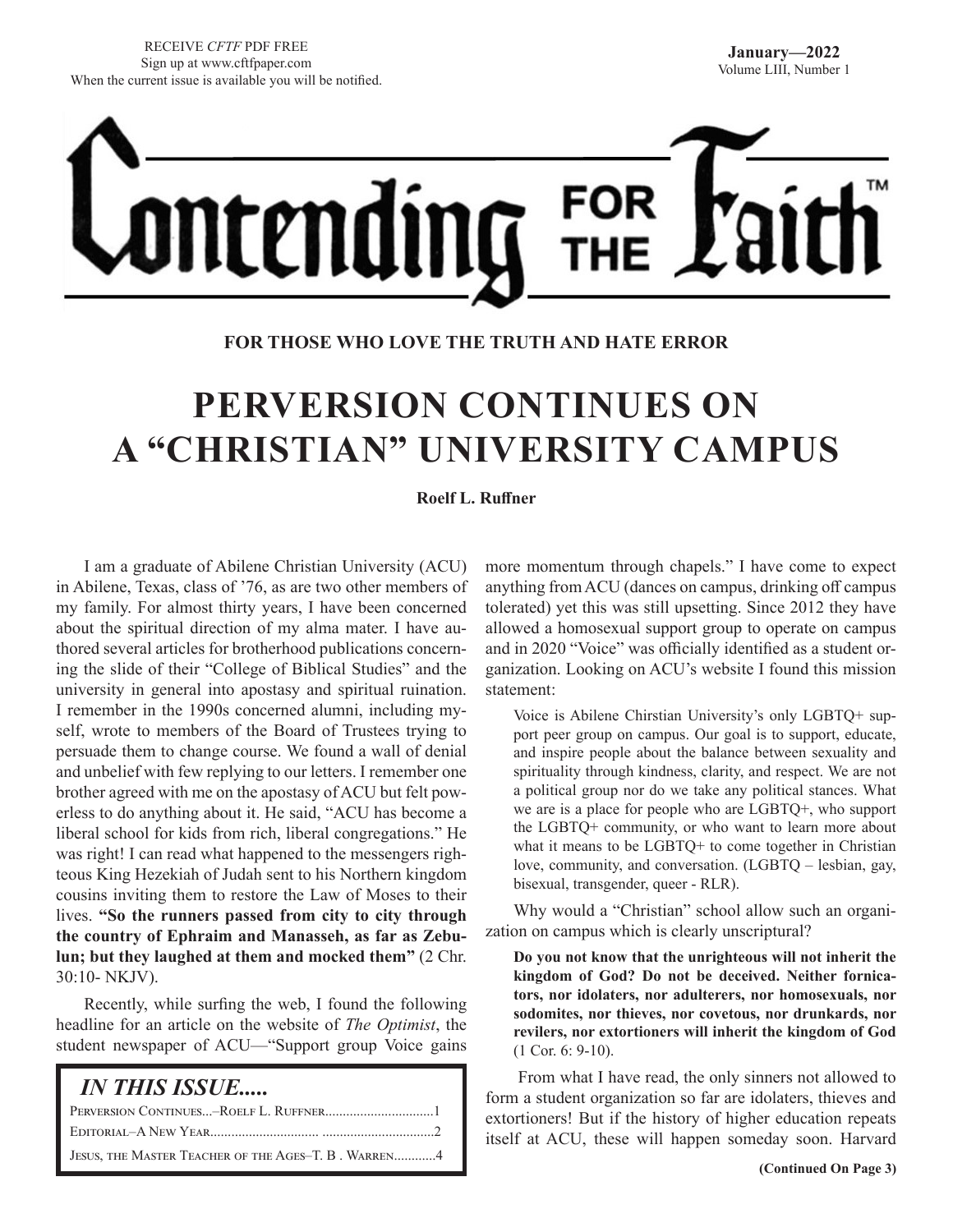RECEIVE *CFTF* PDF FREE
Sign up at www.cftfpaper.com
When the current issue is available you will be notified.

**January—2022**
Volume LIII, Number 1

# Contending for the Faith™

**FOR THOSE WHO LOVE THE TRUTH AND HATE ERROR**

## PERVERSION CONTINUES ON A "CHRISTIAN" UNIVERSITY CAMPUS

**Roelf L. Ruffner**

I am a graduate of Abilene Christian University (ACU) in Abilene, Texas, class of '76, as are two other members of my family. For almost thirty years, I have been concerned about the spiritual direction of my alma mater. I have authored several articles for brotherhood publications concerning the slide of their "College of Biblical Studies" and the university in general into apostasy and spiritual ruination. I remember in the 1990s concerned alumni, including myself, wrote to members of the Board of Trustees trying to persuade them to change course. We found a wall of denial and unbelief with few replying to our letters. I remember one brother agreed with me on the apostasy of ACU but felt powerless to do anything about it. He said, "ACU has become a liberal school for kids from rich, liberal congregations." He was right! I can read what happened to the messengers righteous King Hezekiah of Judah sent to his Northern kingdom cousins inviting them to restore the Law of Moses to their lives. **"So the runners passed from city to city through the country of Ephraim and Manasseh, as far as Zebulun; but they laughed at them and mocked them"** (2 Chr. 30:10- NKJV).

Recently, while surfing the web, I found the following headline for an article on the website of *The Optimist*, the student newspaper of ACU—"Support group Voice gains more momentum through chapels." I have come to expect anything from ACU (dances on campus, drinking off campus tolerated) yet this was still upsetting. Since 2012 they have allowed a homosexual support group to operate on campus and in 2020 "Voice" was officially identified as a student organization. Looking on ACU's website I found this mission statement:

> Voice is Abilene Chirstian University's only LGBTQ+ support peer group on campus. Our goal is to support, educate, and inspire people about the balance between sexuality and spirituality through kindness, clarity, and respect. We are not a political group nor do we take any political stances. What we are is a place for people who are LGBTQ+, who support the LGBTQ+ community, or who want to learn more about what it means to be LGBTQ+ to come together in Christian love, community, and conversation. (LGBTQ – lesbian, gay, bisexual, transgender, queer - RLR).

Why would a "Christian" school allow such an organization on campus which is clearly unscriptural?

> **Do you not know that the unrighteous will not inherit the kingdom of God? Do not be deceived. Neither fornicators, nor idolaters, nor adulterers, nor homosexuals, nor sodomites, nor thieves, nor covetous, nor drunkards, nor revilers, nor extortioners will inherit the kingdom of God** (1 Cor. 6: 9-10).

From what I have read, the only sinners not allowed to form a student organization so far are idolaters, thieves and extortioners! But if the history of higher education repeats itself at ACU, these will happen someday soon. Harvard

**(Continued On Page 3)**

### *IN THIS ISSUE.....*

Perversion Continues...–Roelf L. Ruffner..............................1
Editorial–A New Year...............................................................2
Jesus, the Master Teacher of the Ages–T. B . Warren............4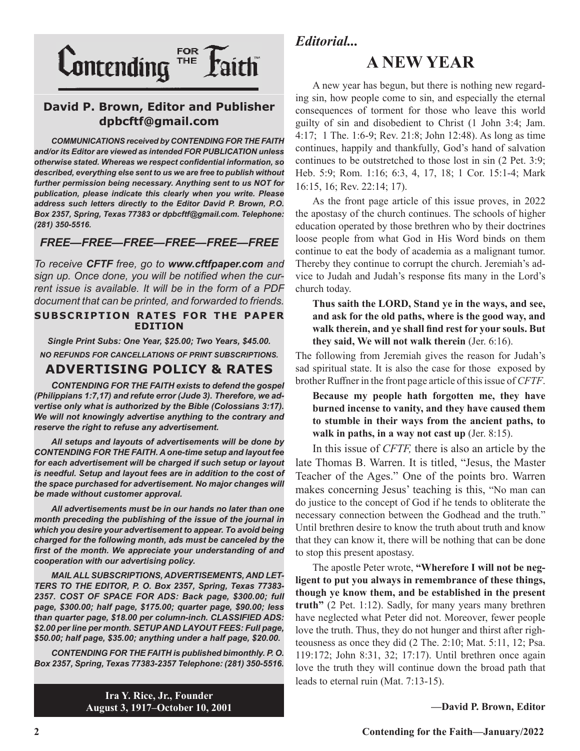# Contending FOR THE Faith™

## David P. Brown, Editor and Publisher
**dpbcftf@gmail.com**

***COMMUNICATIONS received by CONTENDING FOR THE FAITH and/or its Editor are viewed as intended FOR PUBLICATION unless otherwise stated. Whereas we respect confidential information, so described, everything else sent to us we are free to publish without further permission being necessary. Anything sent to us NOT for publication, please indicate this clearly when you write. Please address such letters directly to the Editor David P. Brown, P.O. Box 2357, Spring, Texas 77383 or dpbcftf@gmail.com. Telephone: (281) 350-5516.***

### *FREE—FREE—FREE—FREE—FREE—FREE*

*To receive **CFTF** free, go to **www.cftfpaper.com** and sign up. Once done, you will be notified when the current issue is available. It will be in the form of a PDF document that can be printed, and forwarded to friends.*

**SUBSCRIPTION RATES FOR THE PAPER EDITION**

***Single Print Subs: One Year, $25.00; Two Years, $45.00.***

***NO REFUNDS FOR CANCELLATIONS OF PRINT SUBSCRIPTIONS.***

### ADVERTISING POLICY & RATES

***CONTENDING FOR THE FAITH exists to defend the gospel (Philippians 1:7,17) and refute error (Jude 3). Therefore, we advertise only what is authorized by the Bible (Colossians 3:17). We will not knowingly advertise anything to the contrary and reserve the right to refuse any advertisement.***

***All setups and layouts of advertisements will be done by CONTENDING FOR THE FAITH. A one-time setup and layout fee for each advertisement will be charged if such setup or layout is needful. Setup and layout fees are in addition to the cost of the space purchased for advertisement. No major changes will be made without customer approval.***

***All advertisements must be in our hands no later than one month preceding the publishing of the issue of the journal in which you desire your advertisement to appear. To avoid being charged for the following month, ads must be canceled by the first of the month. We appreciate your understanding of and cooperation with our advertising policy.***

***MAIL ALL SUBSCRIPTIONS, ADVERTISEMENTS, AND LETTERS TO THE EDITOR, P. O. Box 2357, Spring, Texas 77383-2357. COST OF SPACE FOR ADS: Back page, $300.00; full page, $300.00; half page, $175.00; quarter page, $90.00; less than quarter page, $18.00 per column-inch. CLASSIFIED ADS: $2.00 per line per month. SETUP AND LAYOUT FEES: Full page, $50.00; half page, $35.00; anything under a half page, $20.00.***

***CONTENDING FOR THE FAITH is published bimonthly. P. O. Box 2357, Spring, Texas 77383-2357 Telephone: (281) 350-5516.***

**Ira Y. Rice, Jr., Founder**
**August 3, 1917–October 10, 2001**

*Editorial...*

# A NEW YEAR

A new year has begun, but there is nothing new regarding sin, how people come to sin, and especially the eternal consequences of torment for those who leave this world guilty of sin and disobedient to Christ (1 John 3:4; Jam. 4:17; 1 The. 1:6-9; Rev. 21:8; John 12:48). As long as time continues, happily and thankfully, God's hand of salvation continues to be outstretched to those lost in sin (2 Pet. 3:9; Heb. 5:9; Rom. 1:16; 6:3, 4, 17, 18; 1 Cor. 15:1-4; Mark 16:15, 16; Rev. 22:14; 17).

As the front page article of this issue proves, in 2022 the apostasy of the church continues. The schools of higher education operated by those brethren who by their doctrines loose people from what God in His Word binds on them continue to eat the body of academia as a malignant tumor. Thereby they continue to corrupt the church. Jeremiah's advice to Judah and Judah's response fits many in the Lord's church today.

> **Thus saith the LORD, Stand ye in the ways, and see, and ask for the old paths, where is the good way, and walk therein, and ye shall find rest for your souls. But they said, We will not walk therein** (Jer. 6:16).

The following from Jeremiah gives the reason for Judah's sad spiritual state. It is also the case for those exposed by brother Ruffner in the front page article of this issue of *CFTF*.

> **Because my people hath forgotten me, they have burned incense to vanity, and they have caused them to stumble in their ways from the ancient paths, to walk in paths, in a way not cast up** (Jer. 8:15).

In this issue of *CFTF,* there is also an article by the late Thomas B. Warren. It is titled, "Jesus, the Master Teacher of the Ages." One of the points bro. Warren makes concerning Jesus' teaching is this, "No man can do justice to the concept of God if he tends to obliterate the necessary connection between the Godhead and the truth." Until brethren desire to know the truth about truth and know that they can know it, there will be nothing that can be done to stop this present apostasy.

The apostle Peter wrote, **"Wherefore I will not be negligent to put you always in remembrance of these things, though ye know them, and be established in the present truth"** (2 Pet. 1:12). Sadly, for many years many brethren have neglected what Peter did not. Moreover, fewer people love the truth. Thus, they do not hunger and thirst after righteousness as once they did (2 The. 2:10; Mat. 5:11, 12; Psa. 119:172; John 8:31, 32; 17:17). Until brethren once again love the truth they will continue down the broad path that leads to eternal ruin (Mat. 7:13-15).

**—David P. Brown, Editor**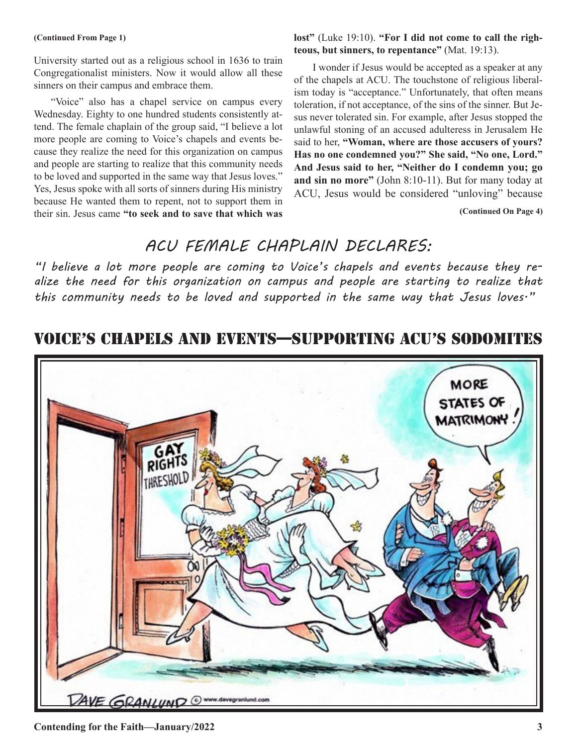**(Continued From Page 1)**

University started out as a religious school in 1636 to train Congregationalist ministers. Now it would allow all these sinners on their campus and embrace them.

"Voice" also has a chapel service on campus every Wednesday. Eighty to one hundred students consistently attend. The female chaplain of the group said, "I believe a lot more people are coming to Voice's chapels and events because they realize the need for this organization on campus and people are starting to realize that this community needs to be loved and supported in the same way that Jesus loves." Yes, Jesus spoke with all sorts of sinners during His ministry because He wanted them to repent, not to support them in their sin. Jesus came **"to seek and to save that which was lost"** (Luke 19:10). **"For I did not come to call the righteous, but sinners, to repentance"** (Mat. 19:13).

I wonder if Jesus would be accepted as a speaker at any of the chapels at ACU. The touchstone of religious liberalism today is "acceptance." Unfortunately, that often means toleration, if not acceptance, of the sins of the sinner. But Jesus never tolerated sin. For example, after Jesus stopped the unlawful stoning of an accused adulteress in Jerusalem He said to her, **"Woman, where are those accusers of yours? Has no one condemned you?" She said, "No one, Lord." And Jesus said to her, "Neither do I condemn you; go and sin no more"** (John 8:10-11). But for many today at ACU, Jesus would be considered "unloving" because

**(Continued On Page 4)**

## ACU FEMALE CHAPLAIN DECLARES:

*"I believe a lot more people are coming to Voice's chapels and events because they realize the need for this organization on campus and people are starting to realize that this community needs to be loved and supported in the same way that Jesus loves."*

## VOICE'S CHAPELS AND EVENTS—SUPPORTING ACU'S SODOMITES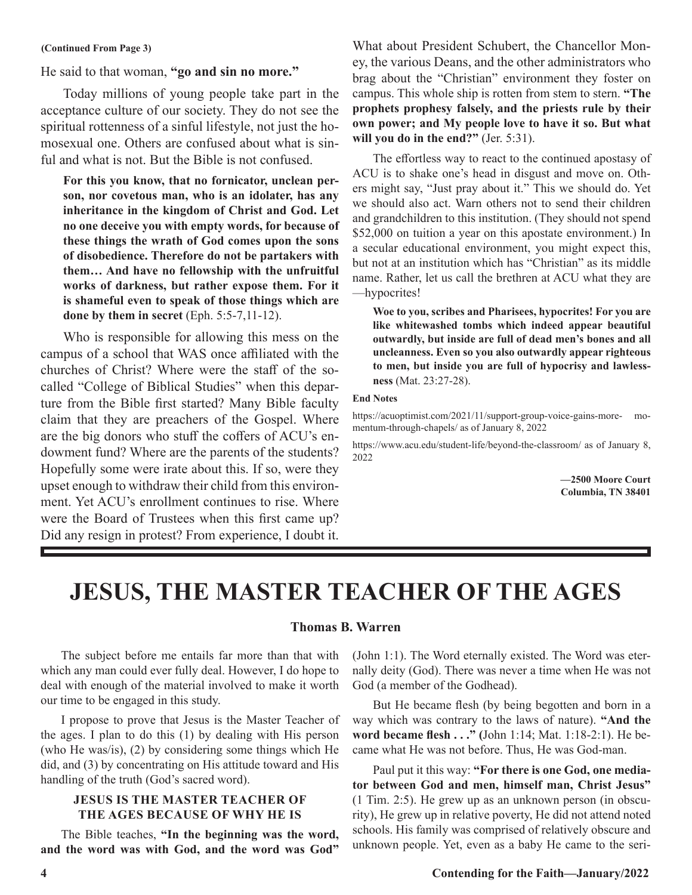**(Continued From Page 3)**

He said to that woman, **"go and sin no more."**

Today millions of young people take part in the acceptance culture of our society. They do not see the spiritual rottenness of a sinful lifestyle, not just the homosexual one. Others are confused about what is sinful and what is not. But the Bible is not confused.

> **For this you know, that no fornicator, unclean person, nor covetous man, who is an idolater, has any inheritance in the kingdom of Christ and God. Let no one deceive you with empty words, for because of these things the wrath of God comes upon the sons of disobedience. Therefore do not be partakers with them… And have no fellowship with the unfruitful works of darkness, but rather expose them. For it is shameful even to speak of those things which are done by them in secret** (Eph. 5:5-7,11-12).

Who is responsible for allowing this mess on the campus of a school that WAS once affiliated with the churches of Christ? Where were the staff of the so-called "College of Biblical Studies" when this departure from the Bible first started? Many Bible faculty claim that they are preachers of the Gospel. Where are the big donors who stuff the coffers of ACU's endowment fund? Where are the parents of the students? Hopefully some were irate about this. If so, were they upset enough to withdraw their child from this environment. Yet ACU's enrollment continues to rise. Where were the Board of Trustees when this first came up? Did any resign in protest? From experience, I doubt it.

What about President Schubert, the Chancellor Money, the various Deans, and the other administrators who brag about the "Christian" environment they foster on campus. This whole ship is rotten from stem to stern. **"The prophets prophesy falsely, and the priests rule by their own power; and My people love to have it so. But what will you do in the end?"** (Jer. 5:31).

The effortless way to react to the continued apostasy of ACU is to shake one's head in disgust and move on. Others might say, "Just pray about it." This we should do. Yet we should also act. Warn others not to send their children and grandchildren to this institution. (They should not spend $52,000 on tuition a year on this apostate environment.) In a secular educational environment, you might expect this, but not at an institution which has "Christian" as its middle name. Rather, let us call the brethren at ACU what they are —hypocrites!

> **Woe to you, scribes and Pharisees, hypocrites! For you are like whitewashed tombs which indeed appear beautiful outwardly, but inside are full of dead men's bones and all uncleanness. Even so you also outwardly appear righteous to men, but inside you are full of hypocrisy and lawlessness** (Mat. 23:27-28).

**End Notes**

https://acuoptimist.com/2021/11/support-group-voice-gains-more-momentum-through-chapels/ as of January 8, 2022

https://www.acu.edu/student-life/beyond-the-classroom/ as of January 8, 2022

**—2500 Moore Court**
**Columbia, TN 38401**

---

# JESUS, THE MASTER TEACHER OF THE AGES

**Thomas B. Warren**

The subject before me entails far more than that with which any man could ever fully deal. However, I do hope to deal with enough of the material involved to make it worth our time to be engaged in this study.

I propose to prove that Jesus is the Master Teacher of the ages. I plan to do this (1) by dealing with His person (who He was/is), (2) by considering some things which He did, and (3) by concentrating on His attitude toward and His handling of the truth (God's sacred word).

### JESUS IS THE MASTER TEACHER OF THE AGES BECAUSE OF WHY HE IS

The Bible teaches, **"In the beginning was the word, and the word was with God, and the word was God"** (John 1:1). The Word eternally existed. The Word was eternally deity (God). There was never a time when He was not God (a member of the Godhead).

But He became flesh (by being begotten and born in a way which was contrary to the laws of nature). **"And the word became flesh . . ." (**John 1:14; Mat. 1:18-2:1). He became what He was not before. Thus, He was God-man.

Paul put it this way: **"For there is one God, one mediator between God and men, himself man, Christ Jesus"** (1 Tim. 2:5). He grew up as an unknown person (in obscurity), He grew up in relative poverty, He did not attend noted schools. His family was comprised of relatively obscure and unknown people. Yet, even as a baby He came to the seri-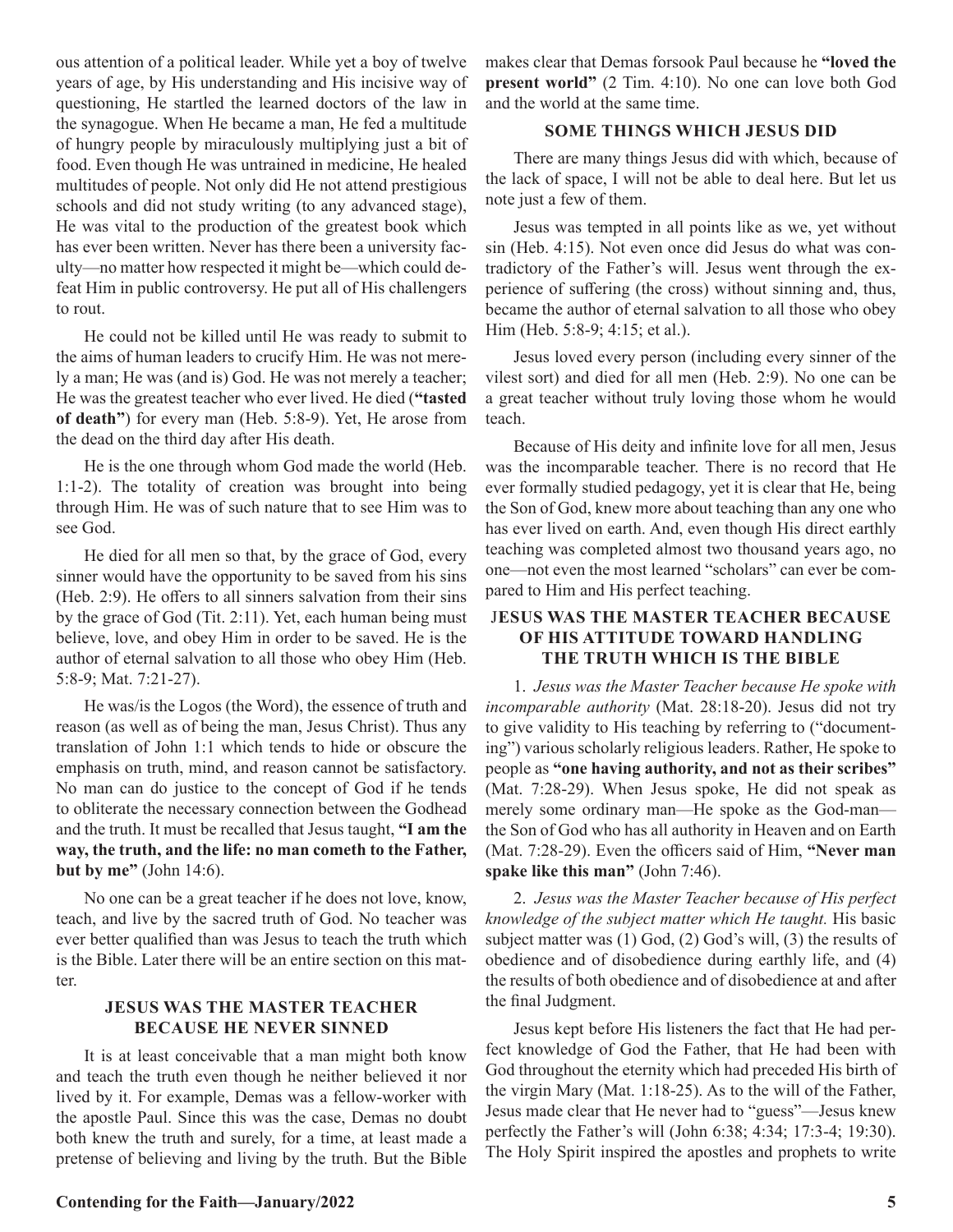ous attention of a political leader. While yet a boy of twelve years of age, by His understanding and His incisive way of questioning, He startled the learned doctors of the law in the synagogue. When He became a man, He fed a multitude of hungry people by miraculously multiplying just a bit of food. Even though He was untrained in medicine, He healed multitudes of people. Not only did He not attend prestigious schools and did not study writing (to any advanced stage), He was vital to the production of the greatest book which has ever been written. Never has there been a university faculty—no matter how respected it might be—which could defeat Him in public controversy. He put all of His challengers to rout.

He could not be killed until He was ready to submit to the aims of human leaders to crucify Him. He was not merely a man; He was (and is) God. He was not merely a teacher; He was the greatest teacher who ever lived. He died (**"tasted of death"**) for every man (Heb. 5:8-9). Yet, He arose from the dead on the third day after His death.

He is the one through whom God made the world (Heb. 1:1-2). The totality of creation was brought into being through Him. He was of such nature that to see Him was to see God.

He died for all men so that, by the grace of God, every sinner would have the opportunity to be saved from his sins (Heb. 2:9). He offers to all sinners salvation from their sins by the grace of God (Tit. 2:11). Yet, each human being must believe, love, and obey Him in order to be saved. He is the author of eternal salvation to all those who obey Him (Heb. 5:8-9; Mat. 7:21-27).

He was/is the Logos (the Word), the essence of truth and reason (as well as of being the man, Jesus Christ). Thus any translation of John 1:1 which tends to hide or obscure the emphasis on truth, mind, and reason cannot be satisfactory. No man can do justice to the concept of God if he tends to obliterate the necessary connection between the Godhead and the truth. It must be recalled that Jesus taught, **"I am the way, the truth, and the life: no man cometh to the Father, but by me"** (John 14:6).

No one can be a great teacher if he does not love, know, teach, and live by the sacred truth of God. No teacher was ever better qualified than was Jesus to teach the truth which is the Bible. Later there will be an entire section on this matter.

### JESUS WAS THE MASTER TEACHER BECAUSE HE NEVER SINNED

It is at least conceivable that a man might both know and teach the truth even though he neither believed it nor lived by it. For example, Demas was a fellow-worker with the apostle Paul. Since this was the case, Demas no doubt both knew the truth and surely, for a time, at least made a pretense of believing and living by the truth. But the Bible makes clear that Demas forsook Paul because he **"loved the present world"** (2 Tim. 4:10). No one can love both God and the world at the same time.

### SOME THINGS WHICH JESUS DID

There are many things Jesus did with which, because of the lack of space, I will not be able to deal here. But let us note just a few of them.

Jesus was tempted in all points like as we, yet without sin (Heb. 4:15). Not even once did Jesus do what was contradictory of the Father's will. Jesus went through the experience of suffering (the cross) without sinning and, thus, became the author of eternal salvation to all those who obey Him (Heb. 5:8-9; 4:15; et al.).

Jesus loved every person (including every sinner of the vilest sort) and died for all men (Heb. 2:9). No one can be a great teacher without truly loving those whom he would teach.

Because of His deity and infinite love for all men, Jesus was the incomparable teacher. There is no record that He ever formally studied pedagogy, yet it is clear that He, being the Son of God, knew more about teaching than any one who has ever lived on earth. And, even though His direct earthly teaching was completed almost two thousand years ago, no one—not even the most learned "scholars" can ever be compared to Him and His perfect teaching.

### JESUS WAS THE MASTER TEACHER BECAUSE OF HIS ATTITUDE TOWARD HANDLING THE TRUTH WHICH IS THE BIBLE

1. *Jesus was the Master Teacher because He spoke with incomparable authority* (Mat. 28:18-20). Jesus did not try to give validity to His teaching by referring to ("documenting") various scholarly religious leaders. Rather, He spoke to people as **"one having authority, and not as their scribes"** (Mat. 7:28-29). When Jesus spoke, He did not speak as merely some ordinary man—He spoke as the God-man—the Son of God who has all authority in Heaven and on Earth (Mat. 7:28-29). Even the officers said of Him, **"Never man spake like this man"** (John 7:46).

2. *Jesus was the Master Teacher because of His perfect knowledge of the subject matter which He taught.* His basic subject matter was (1) God, (2) God's will, (3) the results of obedience and of disobedience during earthly life, and (4) the results of both obedience and of disobedience at and after the final Judgment.

Jesus kept before His listeners the fact that He had perfect knowledge of God the Father, that He had been with God throughout the eternity which had preceded His birth of the virgin Mary (Mat. 1:18-25). As to the will of the Father, Jesus made clear that He never had to "guess"—Jesus knew perfectly the Father's will (John 6:38; 4:34; 17:3-4; 19:30). The Holy Spirit inspired the apostles and prophets to write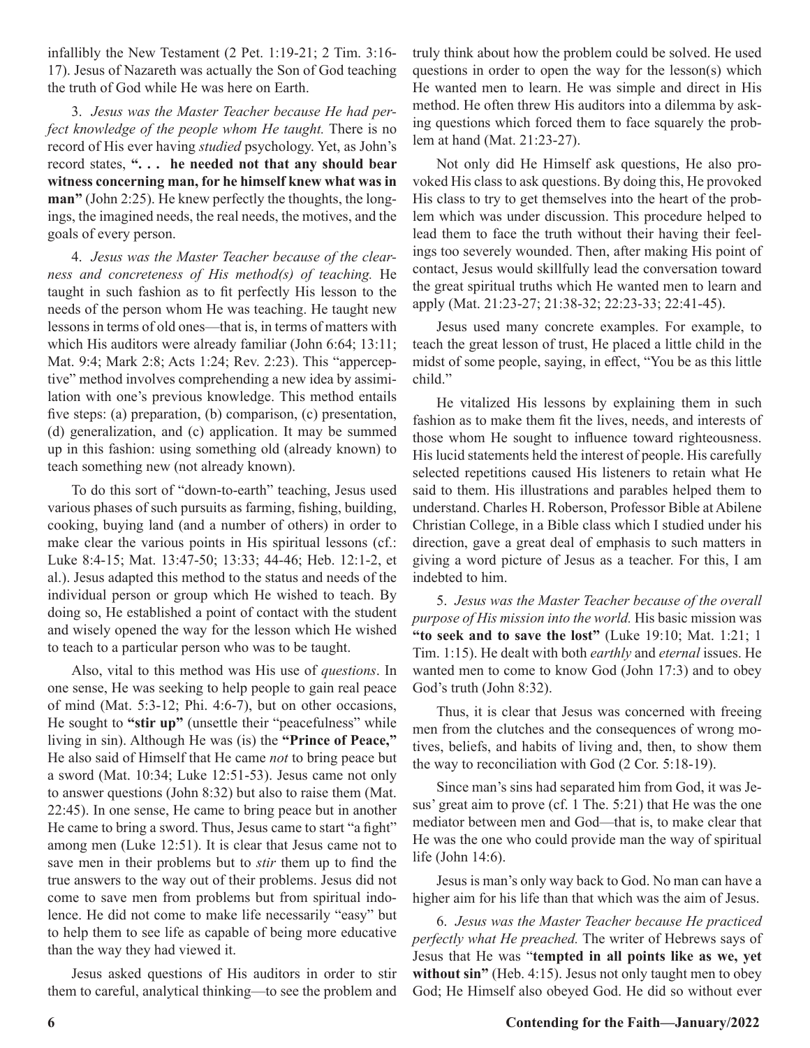infallibly the New Testament (2 Pet. 1:19-21; 2 Tim. 3:16-17). Jesus of Nazareth was actually the Son of God teaching the truth of God while He was here on Earth.

3. *Jesus was the Master Teacher because He had perfect knowledge of the people whom He taught.* There is no record of His ever having *studied* psychology. Yet, as John's record states, **". . . he needed not that any should bear witness concerning man, for he himself knew what was in man"** (John 2:25). He knew perfectly the thoughts, the longings, the imagined needs, the real needs, the motives, and the goals of every person.

4. *Jesus was the Master Teacher because of the clearness and concreteness of His method(s) of teaching.* He taught in such fashion as to fit perfectly His lesson to the needs of the person whom He was teaching. He taught new lessons in terms of old ones—that is, in terms of matters with which His auditors were already familiar (John 6:64; 13:11; Mat. 9:4; Mark 2:8; Acts 1:24; Rev. 2:23). This "apperceptive" method involves comprehending a new idea by assimilation with one's previous knowledge. This method entails five steps: (a) preparation, (b) comparison, (c) presentation, (d) generalization, and (c) application. It may be summed up in this fashion: using something old (already known) to teach something new (not already known).

To do this sort of "down-to-earth" teaching, Jesus used various phases of such pursuits as farming, fishing, building, cooking, buying land (and a number of others) in order to make clear the various points in His spiritual lessons (cf.: Luke 8:4-15; Mat. 13:47-50; 13:33; 44-46; Heb. 12:1-2, et al.). Jesus adapted this method to the status and needs of the individual person or group which He wished to teach. By doing so, He established a point of contact with the student and wisely opened the way for the lesson which He wished to teach to a particular person who was to be taught.

Also, vital to this method was His use of *questions*. In one sense, He was seeking to help people to gain real peace of mind (Mat. 5:3-12; Phi. 4:6-7), but on other occasions, He sought to **"stir up"** (unsettle their "peacefulness" while living in sin). Although He was (is) the **"Prince of Peace,"** He also said of Himself that He came *not* to bring peace but a sword (Mat. 10:34; Luke 12:51-53). Jesus came not only to answer questions (John 8:32) but also to raise them (Mat. 22:45). In one sense, He came to bring peace but in another He came to bring a sword. Thus, Jesus came to start "a fight" among men (Luke 12:51). It is clear that Jesus came not to save men in their problems but to *stir* them up to find the true answers to the way out of their problems. Jesus did not come to save men from problems but from spiritual indolence. He did not come to make life necessarily "easy" but to help them to see life as capable of being more educative than the way they had viewed it.

Jesus asked questions of His auditors in order to stir them to careful, analytical thinking—to see the problem and truly think about how the problem could be solved. He used questions in order to open the way for the lesson(s) which He wanted men to learn. He was simple and direct in His method. He often threw His auditors into a dilemma by asking questions which forced them to face squarely the problem at hand (Mat. 21:23-27).

Not only did He Himself ask questions, He also provoked His class to ask questions. By doing this, He provoked His class to try to get themselves into the heart of the problem which was under discussion. This procedure helped to lead them to face the truth without their having their feelings too severely wounded. Then, after making His point of contact, Jesus would skillfully lead the conversation toward the great spiritual truths which He wanted men to learn and apply (Mat. 21:23-27; 21:38-32; 22:23-33; 22:41-45).

Jesus used many concrete examples. For example, to teach the great lesson of trust, He placed a little child in the midst of some people, saying, in effect, "You be as this little child."

He vitalized His lessons by explaining them in such fashion as to make them fit the lives, needs, and interests of those whom He sought to influence toward righteousness. His lucid statements held the interest of people. His carefully selected repetitions caused His listeners to retain what He said to them. His illustrations and parables helped them to understand. Charles H. Roberson, Professor Bible at Abilene Christian College, in a Bible class which I studied under his direction, gave a great deal of emphasis to such matters in giving a word picture of Jesus as a teacher. For this, I am indebted to him.

5. *Jesus was the Master Teacher because of the overall purpose of His mission into the world.* His basic mission was **"to seek and to save the lost"** (Luke 19:10; Mat. 1:21; 1 Tim. 1:15). He dealt with both *earthly* and *eternal* issues. He wanted men to come to know God (John 17:3) and to obey God's truth (John 8:32).

Thus, it is clear that Jesus was concerned with freeing men from the clutches and the consequences of wrong motives, beliefs, and habits of living and, then, to show them the way to reconciliation with God (2 Cor. 5:18-19).

Since man's sins had separated him from God, it was Jesus' great aim to prove (cf. 1 The. 5:21) that He was the one mediator between men and God—that is, to make clear that He was the one who could provide man the way of spiritual life (John 14:6).

Jesus is man's only way back to God. No man can have a higher aim for his life than that which was the aim of Jesus.

6. *Jesus was the Master Teacher because He practiced perfectly what He preached.* The writer of Hebrews says of Jesus that He was "**tempted in all points like as we, yet without sin"** (Heb. 4:15). Jesus not only taught men to obey God; He Himself also obeyed God. He did so without ever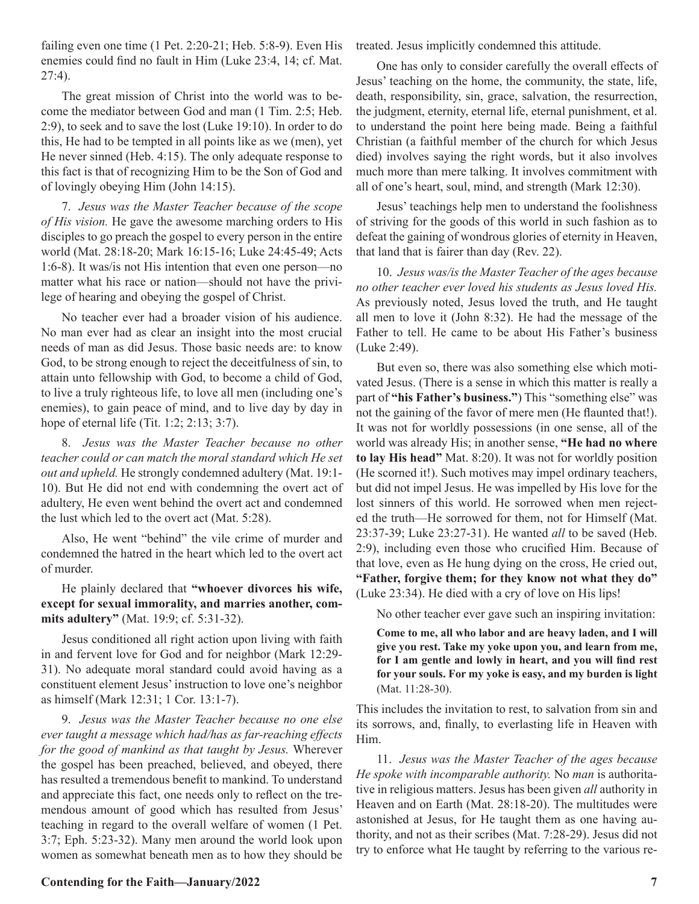failing even one time (1 Pet. 2:20-21; Heb. 5:8-9). Even His enemies could find no fault in Him (Luke 23:4, 14; cf. Mat. 27:4).

The great mission of Christ into the world was to become the mediator between God and man (1 Tim. 2:5; Heb. 2:9), to seek and to save the lost (Luke 19:10). In order to do this, He had to be tempted in all points like as we (men), yet He never sinned (Heb. 4:15). The only adequate response to this fact is that of recognizing Him to be the Son of God and of lovingly obeying Him (John 14:15).

7. *Jesus was the Master Teacher because of the scope of His vision.* He gave the awesome marching orders to His disciples to go preach the gospel to every person in the entire world (Mat. 28:18-20; Mark 16:15-16; Luke 24:45-49; Acts 1:6-8). It was/is not His intention that even one person—no matter what his race or nation—should not have the privilege of hearing and obeying the gospel of Christ.

No teacher ever had a broader vision of his audience. No man ever had as clear an insight into the most crucial needs of man as did Jesus. Those basic needs are: to know God, to be strong enough to reject the deceitfulness of sin, to attain unto fellowship with God, to become a child of God, to live a truly righteous life, to love all men (including one's enemies), to gain peace of mind, and to live day by day in hope of eternal life (Tit. 1:2; 2:13; 3:7).

8. *Jesus was the Master Teacher because no other teacher could or can match the moral standard which He set out and upheld.* He strongly condemned adultery (Mat. 19:1-10). But He did not end with condemning the overt act of adultery, He even went behind the overt act and condemned the lust which led to the overt act (Mat. 5:28).

Also, He went "behind" the vile crime of murder and condemned the hatred in the heart which led to the overt act of murder.

He plainly declared that **"whoever divorces his wife, except for sexual immorality, and marries another, commits adultery"** (Mat. 19:9; cf. 5:31-32).

Jesus conditioned all right action upon living with faith in and fervent love for God and for neighbor (Mark 12:29-31). No adequate moral standard could avoid having as a constituent element Jesus' instruction to love one's neighbor as himself (Mark 12:31; 1 Cor. 13:1-7).

9. *Jesus was the Master Teacher because no one else ever taught a message which had/has as far-reaching effects for the good of mankind as that taught by Jesus.* Wherever the gospel has been preached, believed, and obeyed, there has resulted a tremendous benefit to mankind. To understand and appreciate this fact, one needs only to reflect on the tremendous amount of good which has resulted from Jesus' teaching in regard to the overall welfare of women (1 Pet. 3:7; Eph. 5:23-32). Many men around the world look upon women as somewhat beneath men as to how they should be treated. Jesus implicitly condemned this attitude.

One has only to consider carefully the overall effects of Jesus' teaching on the home, the community, the state, life, death, responsibility, sin, grace, salvation, the resurrection, the judgment, eternity, eternal life, eternal punishment, et al. to understand the point here being made. Being a faithful Christian (a faithful member of the church for which Jesus died) involves saying the right words, but it also involves much more than mere talking. It involves commitment with all of one's heart, soul, mind, and strength (Mark 12:30).

Jesus' teachings help men to understand the foolishness of striving for the goods of this world in such fashion as to defeat the gaining of wondrous glories of eternity in Heaven, that land that is fairer than day (Rev. 22).

10. *Jesus was/is the Master Teacher of the ages because no other teacher ever loved his students as Jesus loved His.* As previously noted, Jesus loved the truth, and He taught all men to love it (John 8:32). He had the message of the Father to tell. He came to be about His Father's business (Luke 2:49).

But even so, there was also something else which motivated Jesus. (There is a sense in which this matter is really a part of **"his Father's business."**) This "something else" was not the gaining of the favor of mere men (He flaunted that!). It was not for worldly possessions (in one sense, all of the world was already His; in another sense, **"He had no where to lay His head"** Mat. 8:20). It was not for worldly position (He scorned it!). Such motives may impel ordinary teachers, but did not impel Jesus. He was impelled by His love for the lost sinners of this world. He sorrowed when men rejected the truth—He sorrowed for them, not for Himself (Mat. 23:37-39; Luke 23:27-31). He wanted *all* to be saved (Heb. 2:9), including even those who crucified Him. Because of that love, even as He hung dying on the cross, He cried out, **"Father, forgive them; for they know not what they do"** (Luke 23:34). He died with a cry of love on His lips!

No other teacher ever gave such an inspiring invitation:

> **Come to me, all who labor and are heavy laden, and I will give you rest. Take my yoke upon you, and learn from me, for I am gentle and lowly in heart, and you will find rest for your souls. For my yoke is easy, and my burden is light** (Mat. 11:28-30).

This includes the invitation to rest, to salvation from sin and its sorrows, and, finally, to everlasting life in Heaven with Him.

11. *Jesus was the Master Teacher of the ages because He spoke with incomparable authority.* No *man* is authoritative in religious matters. Jesus has been given *all* authority in Heaven and on Earth (Mat. 28:18-20). The multitudes were astonished at Jesus, for He taught them as one having authority, and not as their scribes (Mat. 7:28-29). Jesus did not try to enforce what He taught by referring to the various re-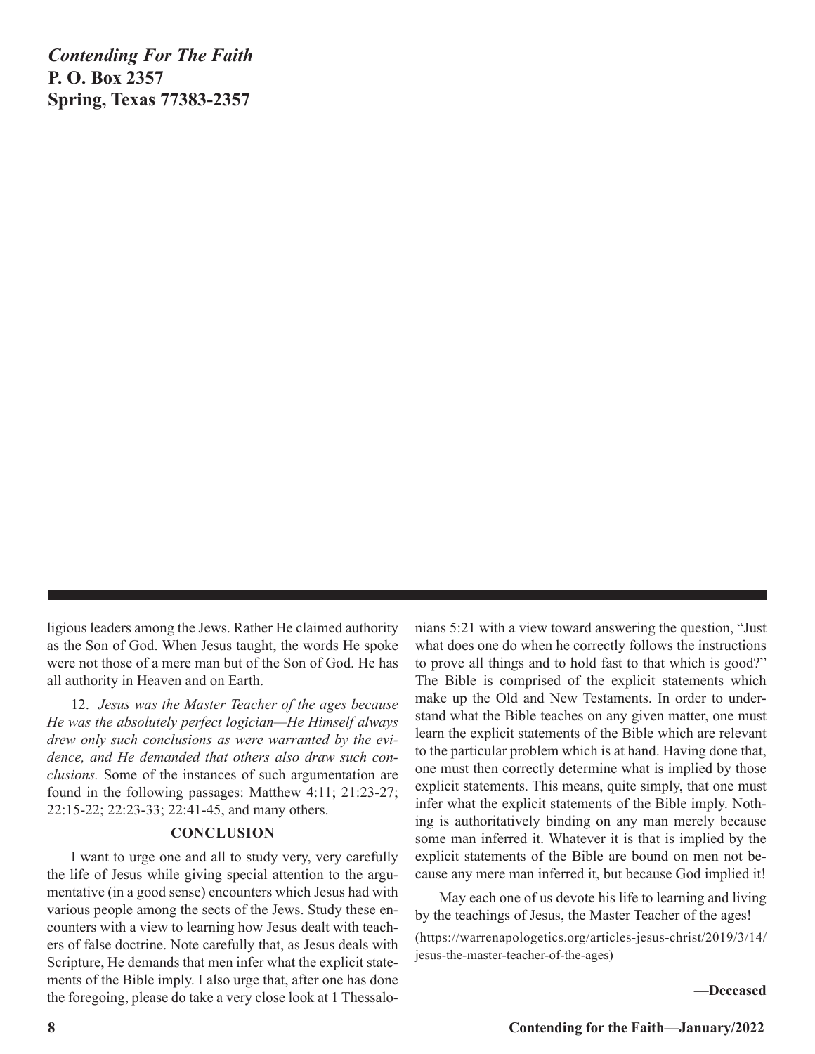*Contending For The Faith*
**P. O. Box 2357**
**Spring, Texas 77383-2357**

ligious leaders among the Jews. Rather He claimed authority as the Son of God. When Jesus taught, the words He spoke were not those of a mere man but of the Son of God. He has all authority in Heaven and on Earth.

12. *Jesus was the Master Teacher of the ages because He was the absolutely perfect logician—He Himself always drew only such conclusions as were warranted by the evidence, and He demanded that others also draw such conclusions.* Some of the instances of such argumentation are found in the following passages: Matthew 4:11; 21:23-27; 22:15-22; 22:23-33; 22:41-45, and many others.

**CONCLUSION**

I want to urge one and all to study very, very carefully the life of Jesus while giving special attention to the argumentative (in a good sense) encounters which Jesus had with various people among the sects of the Jews. Study these encounters with a view to learning how Jesus dealt with teachers of false doctrine. Note carefully that, as Jesus deals with Scripture, He demands that men infer what the explicit statements of the Bible imply. I also urge that, after one has done the foregoing, please do take a very close look at 1 Thessalonians 5:21 with a view toward answering the question, "Just what does one do when he correctly follows the instructions to prove all things and to hold fast to that which is good?" The Bible is comprised of the explicit statements which make up the Old and New Testaments. In order to understand what the Bible teaches on any given matter, one must learn the explicit statements of the Bible which are relevant to the particular problem which is at hand. Having done that, one must then correctly determine what is implied by those explicit statements. This means, quite simply, that one must infer what the explicit statements of the Bible imply. Nothing is authoritatively binding on any man merely because some man inferred it. Whatever it is that is implied by the explicit statements of the Bible are bound on men not because any mere man inferred it, but because God implied it!

May each one of us devote his life to learning and living by the teachings of Jesus, the Master Teacher of the ages!

(https://warrenapologetics.org/articles-jesus-christ/2019/3/14/jesus-the-master-teacher-of-the-ages)

**—Deceased**